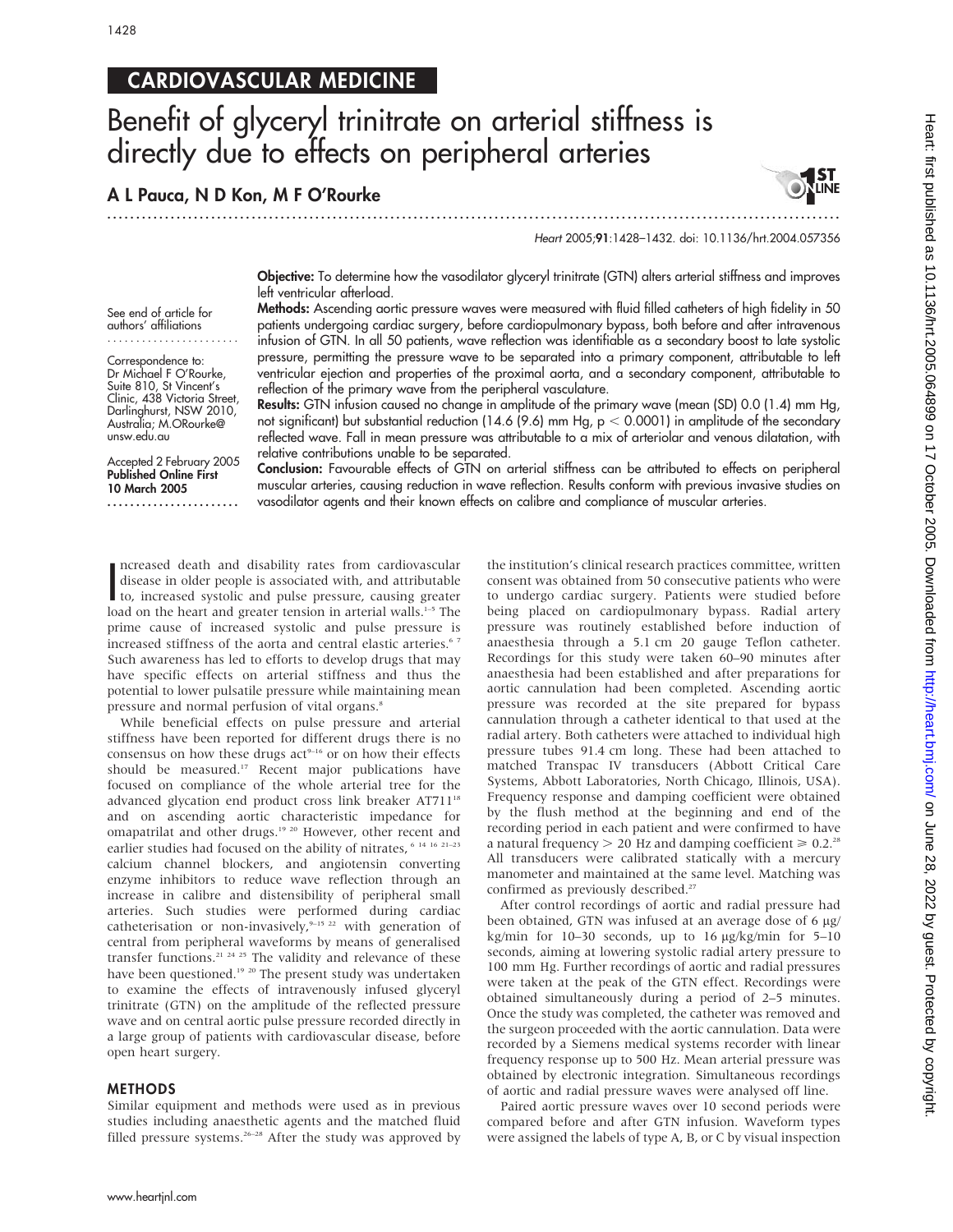CARDIOVASCULAR MEDICINE

# Benefit of glyceryl trinitrate on arterial stiffness is directly due to effects on peripheral arteries

**A L Pauca, N D Kon, M F O'Rourke**

See end of article for authors' affiliations

Correspondence to: Dr Michael F O'Rourke, Suite 810, St Vincent's Clinic, 438 Victoria Street, Darlinghurst, NSW 2010, Australia; M.ORourke@unsw.edu.au

Accepted 2 February 2005
**Published Online First 10 March 2005**

**Objective:** To determine how the vasodilator glyceryl trinitrate (GTN) alters arterial stiffness and improves left ventricular afterload.

**Methods:** Ascending aortic pressure waves were measured with fluid filled catheters of high fidelity in 50 patients undergoing cardiac surgery, before cardiopulmonary bypass, both before and after intravenous infusion of GTN. In all 50 patients, wave reflection was identifiable as a secondary boost to late systolic pressure, permitting the pressure wave to be separated into a primary component, attributable to left ventricular ejection and properties of the proximal aorta, and a secondary component, attributable to reflection of the primary wave from the peripheral vasculature.

**Results:** GTN infusion caused no change in amplitude of the primary wave (mean (SD) 0.0 (1.4) mm Hg, not significant) but substantial reduction (14.6 (9.6) mm Hg, $p < 0.0001$) in amplitude of the secondary reflected wave. Fall in mean pressure was attributable to a mix of arteriolar and venous dilatation, with relative contributions unable to be separated.

**Conclusion:** Favourable effects of GTN on arterial stiffness can be attributed to effects on peripheral muscular arteries, causing reduction in wave reflection. Results conform with previous invasive studies on vasodilator agents and their known effects on calibre and compliance of muscular arteries.

Increased death and disability rates from cardiovascular disease in older people is associated with, and attributable to, increased systolic and pulse pressure, causing greater load on the heart and greater tension in arterial walls.[1–5] The prime cause of increased systolic and pulse pressure is increased stiffness of the aorta and central elastic arteries.[6 7] Such awareness has led to efforts to develop drugs that may have specific effects on arterial stiffness and thus the potential to lower pulsatile pressure while maintaining mean pressure and normal perfusion of vital organs.[8]

While beneficial effects on pulse pressure and arterial stiffness have been reported for different drugs there is no consensus on how these drugs act[9–16] or on how their effects should be measured.[17] Recent major publications have focused on compliance of the whole arterial tree for the advanced glycation end product cross link breaker AT711[18] and on ascending aortic characteristic impedance for omapatrilat and other drugs.[19 20] However, other recent and earlier studies had focused on the ability of nitrates,[6 14 16 21–23] calcium channel blockers, and angiotensin converting enzyme inhibitors to reduce wave reflection through an increase in calibre and distensibility of peripheral small arteries. Such studies were performed during cardiac catheterisation or non-invasively,[9–15 22] with generation of central from peripheral waveforms by means of generalised transfer functions.[21 24 25] The validity and relevance of these have been questioned.[19 20] The present study was undertaken to examine the effects of intravenously infused glyceryl trinitrate (GTN) on the amplitude of the reflected pressure wave and on central aortic pulse pressure recorded directly in a large group of patients with cardiovascular disease, before open heart surgery.

## METHODS

Similar equipment and methods were used as in previous studies including anaesthetic agents and the matched fluid filled pressure systems.[26–28] After the study was approved by the institution's clinical research practices committee, written consent was obtained from 50 consecutive patients who were to undergo cardiac surgery. Patients were studied before being placed on cardiopulmonary bypass. Radial artery pressure was routinely established before induction of anaesthesia through a 5.1 cm 20 gauge Teflon catheter. Recordings for this study were taken 60–90 minutes after anaesthesia had been established and after preparations for aortic cannulation had been completed. Ascending aortic pressure was recorded at the site prepared for bypass cannulation through a catheter identical to that used at the radial artery. Both catheters were attached to individual high pressure tubes 91.4 cm long. These had been attached to matched Transpac IV transducers (Abbott Critical Care Systems, Abbott Laboratories, North Chicago, Illinois, USA). Frequency response and damping coefficient were obtained by the flush method at the beginning and end of the recording period in each patient and were confirmed to have a natural frequency > 20 Hz and damping coefficient ≥ 0.2.[28] All transducers were calibrated statically with a mercury manometer and maintained at the same level. Matching was confirmed as previously described.[27]

After control recordings of aortic and radial pressure had been obtained, GTN was infused at an average dose of 6 μg/kg/min for 10–30 seconds, up to 16 μg/kg/min for 5–10 seconds, aiming at lowering systolic radial artery pressure to 100 mm Hg. Further recordings of aortic and radial pressures were taken at the peak of the GTN effect. Recordings were obtained simultaneously during a period of 2–5 minutes. Once the study was completed, the catheter was removed and the surgeon proceeded with the aortic cannulation. Data were recorded by a Siemens medical systems recorder with linear frequency response up to 500 Hz. Mean arterial pressure was obtained by electronic integration. Simultaneous recordings of aortic and radial pressure waves were analysed off line.

Paired aortic pressure waves over 10 second periods were compared before and after GTN infusion. Waveform types were assigned the labels of type A, B, or C by visual inspection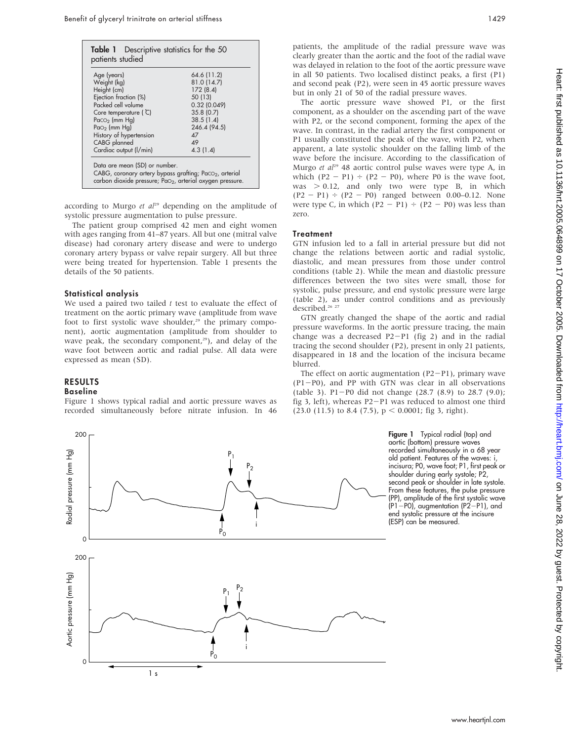**Table 1** Descriptive statistics for the 50 patients studied

| | |
|---|---|
| Age (years) | 64.6 (11.2) |
| Weight (kg) | 81.0 (14.7) |
| Height (cm) | 172 (8.4) |
| Ejection fraction (%) | 50 (13) |
| Packed cell volume | 0.32 (0.049) |
| Core temperature (°C) | 35.8 (0.7) |
| $Pa{CO_2}$ (mm Hg) | 38.5 (1.4) |
| $Pa{O_2}$ (mm Hg) | 246.4 (94.5) |
| History of hypertension | 47 |
| CABG planned | 49 |
| Cardiac output (l/min) | 4.3 (1.4) |

Data are mean (SD) or number.
CABG, coronary artery bypass grafting; $Pa{CO_2}$, arterial carbon dioxide pressure; $Pa{O_2}$, arterial oxygen pressure.

according to Murgo *et al*[29] depending on the amplitude of systolic pressure augmentation to pulse pressure.

The patient group comprised 42 men and eight women with ages ranging from 41–87 years. All but one (mitral valve disease) had coronary artery disease and were to undergo coronary artery bypass or valve repair surgery. All but three were being treated for hypertension. Table 1 presents the details of the 50 patients.

### Statistical analysis

We used a paired two tailed *t* test to evaluate the effect of treatment on the aortic primary wave (amplitude from wave foot to first systolic wave shoulder,[29] the primary component), aortic augmentation (amplitude from shoulder to wave peak, the secondary component,[29]), and delay of the wave foot between aortic and radial pulse. All data were expressed as mean (SD).

## RESULTS

### Baseline

Figure 1 shows typical radial and aortic pressure waves as recorded simultaneously before nitrate infusion. In 46 patients, the amplitude of the radial pressure wave was clearly greater than the aortic and the foot of the radial wave was delayed in relation to the foot of the aortic pressure wave in all 50 patients. Two localised distinct peaks, a first (P1) and second peak (P2), were seen in 45 aortic pressure waves but in only 21 of 50 of the radial pressure waves.

The aortic pressure wave showed P1, or the first component, as a shoulder on the ascending part of the wave with P2, or the second component, forming the apex of the wave. In contrast, in the radial artery the first component or P1 usually constituted the peak of the wave, with P2, when apparent, a late systolic shoulder on the falling limb of the wave before the incisure. According to the classification of Murgo *et al*[29] 48 aortic control pulse waves were type A, in which $(P2 - P1) \div (P2 - P0)$, where P0 is the wave foot, was $> 0.12$, and only two were type B, in which $(P2 - P1) \div (P2 - P0)$ ranged between 0.00–0.12. None were type C, in which $(P2 - P1) \div (P2 - P0)$ was less than zero.

### Treatment

GTN infusion led to a fall in arterial pressure but did not change the relations between aortic and radial systolic, diastolic, and mean pressures from those under control conditions (table 2). While the mean and diastolic pressure differences between the two sites were small, those for systolic, pulse pressure, and end systolic pressure were large (table 2), as under control conditions and as previously described.[26 27]

GTN greatly changed the shape of the aortic and radial pressure waveforms. In the aortic pressure tracing, the main change was a decreased P2−P1 (fig 2) and in the radial tracing the second shoulder (P2), present in only 21 patients, disappeared in 18 and the location of the incisura became blurred.

The effect on aortic augmentation (P2−P1), primary wave (P1−P0), and PP with GTN was clear in all observations (table 3). P1−P0 did not change (28.7 (8.9) to 28.7 (9.0); fig 3, left), whereas P2−P1 was reduced to almost one third (23.0 (11.5) to 8.4 (7.5), $p < 0.0001$; fig 3, right).

**Figure 1** Typical radial (top) and aortic (bottom) pressure waves recorded simultaneously in a 68 year old patient. Features of the waves: i, incisura; P0, wave foot; P1, first peak or shoulder during early systole; P2, second peak or shoulder in late systole. From these features, the pulse pressure (PP), amplitude of the first systolic wave (P1−P0), augmentation (P2−P1), and end systolic pressure at the incisure (ESP) can be measured.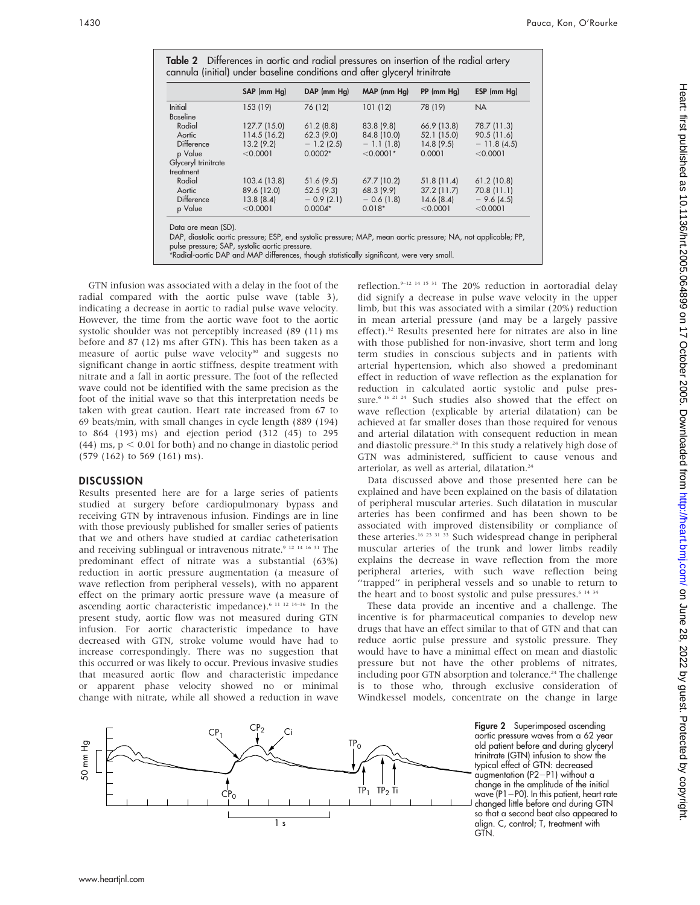**Table 2** Differences in aortic and radial pressures on insertion of the radial artery cannula (initial) under baseline conditions and after glyceryl trinitrate

| | SAP (mm Hg) | DAP (mm Hg) | MAP (mm Hg) | PP (mm Hg) | ESP (mm Hg) |
|---|---|---|---|---|---|
| Initial | 153 (19) | 76 (12) | 101 (12) | 78 (19) | NA |
| Baseline | | | | | |
| Radial | 127.7 (15.0) | 61.2 (8.8) | 83.8 (9.8) | 66.9 (13.8) | 78.7 (11.3) |
| Aortic | 114.5 (16.2) | 62.3 (9.0) | 84.8 (10.0) | 52.1 (15.0) | 90.5 (11.6) |
| Difference | 13.2 (9.2) | −1.2 (2.5) | −1.1 (1.8) | 14.8 (9.5) | −11.8 (4.5) |
| p Value | <0.0001 | 0.0002* | <0.0001* | 0.0001 | <0.0001 |
| Glyceryl trinitrate treatment | | | | | |
| Radial | 103.4 (13.8) | 51.6 (9.5) | 67.7 (10.2) | 51.8 (11.4) | 61.2 (10.8) |
| Aortic | 89.6 (12.0) | 52.5 (9.3) | 68.3 (9.9) | 37.2 (11.7) | 70.8 (11.1) |
| Difference | 13.8 (8.4) | −0.9 (2.1) | −0.6 (1.8) | 14.6 (8.4) | −9.6 (4.5) |
| p Value | <0.0001 | 0.0004* | 0.018* | <0.0001 | <0.0001 |

Data are mean (SD).
DAP, diastolic aortic pressure; ESP, end systolic pressure; MAP, mean aortic pressure; NA, not applicable; PP, pulse pressure; SAP, systolic aortic pressure.
*Radial-aortic DAP and MAP differences, though statistically significant, were very small.

GTN infusion was associated with a delay in the foot of the radial compared with the aortic pulse wave (table 3), indicating a decrease in aortic to radial pulse wave velocity. However, the time from the aortic wave foot to the aortic systolic shoulder was not perceptibly increased (89 (11) ms before and 87 (12) ms after GTN). This has been taken as a measure of aortic pulse wave velocity[30] and suggests no significant change in aortic stiffness, despite treatment with nitrate and a fall in aortic pressure. The foot of the reflected wave could not be identified with the same precision as the foot of the initial wave so that this interpretation needs be taken with great caution. Heart rate increased from 67 to 69 beats/min, with small changes in cycle length (889 (194) to 864 (193) ms) and ejection period (312 (45) to 295 (44) ms, $p < 0.01$ for both) and no change in diastolic period (579 (162) to 569 (161) ms).

## DISCUSSION

Results presented here are for a large series of patients studied at surgery before cardiopulmonary bypass and receiving GTN by intravenous infusion. Findings are in line with those previously published for smaller series of patients that we and others have studied at cardiac catheterisation and receiving sublingual or intravenous nitrate.[9 12 14 16 31] The predominant effect of nitrate was a substantial (63%) reduction in aortic pressure augmentation (a measure of wave reflection from peripheral vessels), with no apparent effect on the primary aortic pressure wave (a measure of ascending aortic characteristic impedance).[6 11 12 14–16] In the present study, aortic flow was not measured during GTN infusion. For aortic characteristic impedance to have decreased with GTN, stroke volume would have had to increase correspondingly. There was no suggestion that this occurred or was likely to occur. Previous invasive studies that measured aortic flow and characteristic impedance or apparent phase velocity showed no or minimal change with nitrate, while all showed a reduction in wave reflection.[9–12 14 15 31] The 20% reduction in aortoradial delay did signify a decrease in pulse wave velocity in the upper limb, but this was associated with a similar (20%) reduction in mean arterial pressure (and may be a largely passive effect).[32] Results presented here for nitrates are also in line with those published for non-invasive, short term and long term studies in conscious subjects and in patients with arterial hypertension, which also showed a predominant effect in reduction of wave reflection as the explanation for reduction in calculated aortic systolic and pulse pressure.[6 16 21 24] Such studies also showed that the effect on wave reflection (explicable by arterial dilatation) can be achieved at far smaller doses than those required for venous and arterial dilatation with consequent reduction in mean and diastolic pressure.[24] In this study a relatively high dose of GTN was administered, sufficient to cause venous and arteriolar, as well as arterial, dilatation.[24]

Data discussed above and those presented here can be explained and have been explained on the basis of dilatation of peripheral muscular arteries. Such dilatation in muscular arteries has been confirmed and has been shown to be associated with improved distensibility or compliance of these arteries.[16 23 31 33] Such widespread change in peripheral muscular arteries of the trunk and lower limbs readily explains the decrease in wave reflection from the more peripheral arteries, with such wave reflection being "trapped" in peripheral vessels and so unable to return to the heart and to boost systolic and pulse pressures.[6 14 34]

These data provide an incentive and a challenge. The incentive is for pharmaceutical companies to develop new drugs that have an effect similar to that of GTN and that can reduce aortic pulse pressure and systolic pressure. They would have to have a minimal effect on mean and diastolic pressure but not have the other problems of nitrates, including poor GTN absorption and tolerance.[24] The challenge is to those who, through exclusive consideration of Windkessel models, concentrate on the change in large

**Figure 2** Superimposed ascending aortic pressure waves from a 62 year old patient before and during glyceryl trinitrate (GTN) infusion to show the typical effect of GTN: decreased augmentation (P2−P1) without a change in the amplitude of the initial wave (P1−P0). In this patient, heart rate changed little before and during GTN so that a second beat also appeared to align. C, control; T, treatment with GTN.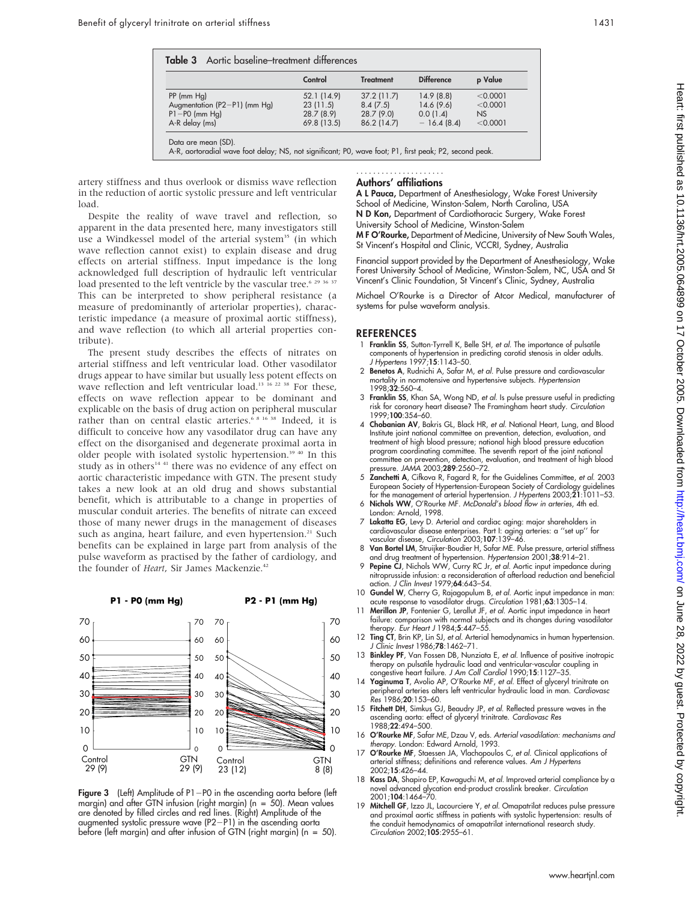**Table 3** Aortic baseline–treatment differences

| | Control | Treatment | Difference | p Value |
|---|---|---|---|---|
| PP (mm Hg) | 52.1 (14.9) | 37.2 (11.7) | 14.9 (8.8) | <0.0001 |
| Augmentation (P2−P1) (mm Hg) | 23 (11.5) | 8.4 (7.5) | 14.6 (9.6) | <0.0001 |
| P1−P0 (mm Hg) | 28.7 (8.9) | 28.7 (9.0) | 0.0 (1.4) | NS |
| A-R delay (ms) | 69.8 (13.5) | 86.2 (14.7) | − 16.4 (8.4) | <0.0001 |

Data are mean (SD).
A-R, aortoradial wave foot delay; NS, not significant; P0, wave foot; P1, first peak; P2, second peak.

artery stiffness and thus overlook or dismiss wave reflection in the reduction of aortic systolic pressure and left ventricular load.

Despite the reality of wave travel and reflection, so apparent in the data presented here, many investigators still use a Windkessel model of the arterial system[35] (in which wave reflection cannot exist) to explain disease and drug effects on arterial stiffness. Input impedance is the long acknowledged full description of hydraulic left ventricular load presented to the left ventricle by the vascular tree.[6 29 36 37] This can be interpreted to show peripheral resistance (a measure of predominantly of arteriolar properties), characteristic impedance (a measure of proximal aortic stiffness), and wave reflection (to which all arterial properties contribute).

The present study describes the effects of nitrates on arterial stiffness and left ventricular load. Other vasodilator drugs appear to have similar but usually less potent effects on wave reflection and left ventricular load.[13 16 22 38] For these, effects on wave reflection appear to be dominant and explicable on the basis of drug action on peripheral muscular rather than on central elastic arteries.[6 8 16 38] Indeed, it is difficult to conceive how any vasodilator drug can have any effect on the disorganised and degenerate proximal aorta in older people with isolated systolic hypertension.[39 40] In this study as in others[14 41] there was no evidence of any effect on aortic characteristic impedance with GTN. The present study takes a new look at an old drug and shows substantial benefit, which is attributable to a change in properties of muscular conduit arteries. The benefits of nitrate can exceed those of many newer drugs in the management of diseases such as angina, heart failure, and even hypertension.[21] Such benefits can be explained in large part from analysis of the pulse waveform as practised by the father of cardiology, and the founder of *Heart*, Sir James Mackenzie.[42]

**Figure 3** (Left) Amplitude of P1−P0 in the ascending aorta before (left margin) and after GTN infusion (right margin) (n = 50). Mean values are denoted by filled circles and red lines. (Right) Amplitude of the augmented systolic pressure wave (P2−P1) in the ascending aorta before (left margin) and after infusion of GTN (right margin) (n = 50).

## Authors' affiliations

**A L Pauca,** Department of Anesthesiology, Wake Forest University School of Medicine, Winston-Salem, North Carolina, USA
**N D Kon,** Department of Cardiothoracic Surgery, Wake Forest University School of Medicine, Winston-Salem
**M F O'Rourke,** Department of Medicine, University of New South Wales, St Vincent's Hospital and Clinic, VCCRI, Sydney, Australia

Financial support provided by the Department of Anesthesiology, Wake Forest University School of Medicine, Winston-Salem, NC, USA and St Vincent's Clinic Foundation, St Vincent's Clinic, Sydney, Australia

Michael O'Rourke is a Director of Atcor Medical, manufacturer of systems for pulse waveform analysis.

## REFERENCES

1. **Franklin SS**, Sutton-Tyrrell K, Belle SH, *et al.* The importance of pulsatile components of hypertension in predicting carotid stenosis in older adults. *J Hypertens* 1997;**15**:1143–50.
2. **Benetos A**, Rudnichi A, Safar M, *et al.* Pulse pressure and cardiovascular mortality in normotensive and hypertensive subjects. *Hypertension* 1998;**32**:560–4.
3. **Franklin SS**, Khan SA, Wong ND, *et al.* Is pulse pressure useful in predicting risk for coronary heart disease? The Framingham heart study. *Circulation* 1999;**100**:354–60.
4. **Chobanian AV**, Bakris GL, Black HR, *et al.* National Heart, Lung, and Blood Institute joint national committee on prevention, detection, evaluation, and treatment of high blood pressure; national high blood pressure education program coordinating committee. The seventh report of the joint national committee on prevention, detection, evaluation, and treatment of high blood pressure. *JAMA* 2003;**289**:2560–72.
5. **Zanchetti A**, Cifkova R, Fagard R, for the Guidelines Committee, *et al.* 2003 European Society of Hypertension-European Society of Cardiology guidelines for the management of arterial hypertension. *J Hypertens* 2003;**21**:1011–53.
6. **Nichols WW**, O'Rourke MF. *McDonald's blood flow in arteries*, 4th ed. London: Arnold, 1998.
7. **Lakatta EG**, Levy D. Arterial and cardiac aging: major shareholders in cardiovascular disease enterprises. Part I: aging arteries: a "set up" for vascular disease, *Circulation* 2003;**107**:139–46.
8. **Van Bortel LM**, Struijker-Boudier H, Safar ME. Pulse pressure, arterial stiffness and drug treatment of hypertension. *Hypertension* 2001;**38**:914–21.
9. **Pepine CJ**, Nichols WW, Curry RC Jr, *et al.* Aortic input impedance during nitroprusside infusion: a reconsideration of afterload reduction and beneficial action. *J Clin Invest* 1979;**64**:643–54.
10. **Gundel W**, Cherry G, Rajagopulum B, *et al.* Aortic input impedance in man: acute response to vasodilator drugs. *Circulation* 1981;**63**:1305–14.
11. **Merillon JP**, Fontenier G, Lerallut JF, *et al.* Aortic input impedance in heart failure: comparison with normal subjects and its changes during vasodilator therapy. *Eur Heart J* 1984;**5**:447–55.
12. **Ting CT**, Brin KP, Lin SJ, *et al.* Arterial hemodynamics in human hypertension. *J Clinic Invest* 1986;**78**:1462–71.
13. **Binkley PF**, Van Fossen DB, Nunziata E, *et al.* Influence of positive inotropic therapy on pulsatile hydraulic load and ventricular-vascular coupling in congestive heart failure. *J Am Coll Cardiol* 1990;**15**:1127–35.
14. **Yaginuma T**, Avolio AP, O'Rourke MF, *et al.* Effect of glyceryl trinitrate on peripheral arteries alters left ventricular hydraulic load in man. *Cardiovasc Res* 1986;**20**:153–60.
15. **Fitchett DH**, Simkus GJ, Beaudry JP, *et al.* Reflected pressure waves in the ascending aorta: effect of glyceryl trinitrate. *Cardiovasc Res* 1988;**22**:494–500.
16. **O'Rourke MF**, Safar ME, Dzau V, eds. *Arterial vasodilation: mechanisms and therapy*. London: Edward Arnold, 1993.
17. **O'Rourke MF**, Staessen JA, Vlachopoulos C, *et al.* Clinical applications of arterial stiffness; definitions and reference values. *Am J Hypertens* 2002;**15**:426–44.
18. **Kass DA**, Shapiro EP, Kawaguchi M, *et al.* Improved arterial compliance by a novel advanced glycation end-product crosslink breaker. *Circulation* 2001;**104**:1464–70.
19. **Mitchell GF**, Izzo JL, Lacourciere Y, *et al.* Omapatrilat reduces pulse pressure and proximal aortic stiffness in patients with systolic hypertension: results of the conduit hemodynamics of omapatrilat international research study. *Circulation* 2002;**105**:2955–61.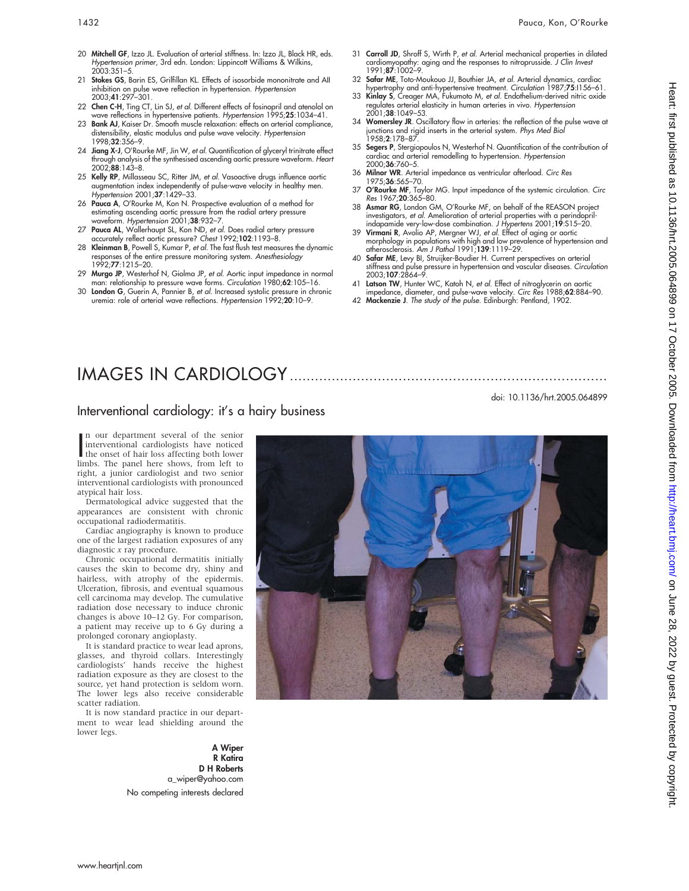20 **Mitchell GF**, Izzo JL. Evaluation of arterial stiffness. In: Izzo JL, Black HR, eds. *Hypertension primer*, 3rd edn. London: Lippincott Williams & Wilkins, 2003:351–5.

21 **Stokes GS**, Barin ES, Grilfillan KL. Effects of isosorbide mononitrate and AII inhibition on pulse wave reflection in hypertension. *Hypertension* 2003;**41**:297–301.

22 **Chen C-H**, Ting CT, Lin SJ, *et al*. Different effects of fosinopril and atenolol on wave reflections in hypertensive patients. *Hypertension* 1995;**25**:1034–41.

23 **Bank AJ**, Kaiser Dr. Smooth muscle relaxation: effects on arterial compliance, distensibility, elastic modulus and pulse wave velocity. *Hypertension* 1998;**32**:356–9.

24 **Jiang X-J**, O'Rourke MF, Jin W, *et al*. Quantification of glyceryl trinitrate effect through analysis of the synthesised ascending aortic pressure waveform. *Heart* 2002;**88**:143–8.

25 **Kelly RP**, Millasseau SC, Ritter JM, *et al*. Vasoactive drugs influence aortic augmentation index independently of pulse-wave velocity in healthy men. *Hypertension* 2001;**37**:1429–33.

26 **Pauca A**, O'Rourke M, Kon N. Prospective evaluation of a method for estimating ascending aortic pressure from the radial artery pressure waveform. *Hypertension* 2001;**38**:932–7.

27 **Pauca AL**, Wallerhaupt SL, Kon ND, *et al*. Does radial artery pressure accurately reflect aortic pressure? *Chest* 1992;**102**:1193–8.

28 **Kleinman B**, Powell S, Kumar P, *et al*. The fast flush test measures the dynamic responses of the entire pressure monitoring system. *Anesthesiology* 1992;**77**:1215–20.

29 **Murgo JP**, Westerhof N, Giolma JP, *et al*. Aortic input impedance in normal man: relationship to pressure wave forms. *Circulation* 1980;**62**:105–16.

30 **London G**, Guerin A, Pannier B, *et al*. Increased systolic pressure in chronic uremia: role of arterial wave reflections. *Hypertension* 1992;**20**:10–9.

31 **Carroll JD**, Shroff S, Wirth P, *et al*. Arterial mechanical properties in dilated cardiomyopathy: aging and the responses to nitroprusside. *J Clin Invest* 1991;**87**:1002–9.

32 **Safar ME**, Toto-Moukouo JJ, Bouthier JA, *et al*. Arterial dynamics, cardiac hypertrophy and anti-hypertensive treatment. *Circulation* 1987;**75**:I156–61.

33 **Kinlay S**, Creager MA, Fukumoto M, *et al*. Endothelium-derived nitric oxide regulates arterial elasticity in human arteries in vivo. *Hypertension* 2001;**38**:1049–53.

34 **Womersley JR**. Oscillatory flow in arteries: the reflection of the pulse wave at junctions and rigid inserts in the arterial system. *Phys Med Biol* 1958;**2**:178–87.

35 **Segers P**, Stergiopoulos N, Westerhof N. Quantification of the contribution of cardiac and arterial remodelling to hypertension. *Hypertension* 2000;**36**:760–5.

36 **Milnor WR**. Arterial impedance as ventricular afterload. *Circ Res* 1975;**36**:565–70.

37 **O'Rourke MF**, Taylor MG. Input impedance of the systemic circulation. *Circ Res* 1967;**20**:365–80.

38 **Asmar RG**, London GM, O'Rourke MF, on behalf of the REASON project investigators, *et al*. Amelioration of arterial properties with a perindopril-indapamide very-low-dose combination. *J Hypertens* 2001;**19**:S15–20.

39 **Virmani R**, Avolio AP, Mergner WJ, *et al*. Effect of aging or aortic morphology in populations with high and low prevalence of hypertension and atherosclerosis. *Am J Pathol* 1991;**139**:1119–29.

40 **Safar ME**, Levy BI, Struijker-Boudier H. Current perspectives on arterial stiffness and pulse pressure in hypertension and vascular diseases. *Circulation* 2003;**107**:2864–9.

41 **Latson TW**, Hunter WC, Katoh N, *et al*. Effect of nitroglycerin on aortic impedance, diameter, and pulse-wave velocity. *Circ Res* 1988;**62**:884–90.

42 **Mackenzie J**. *The study of the pulse*. Edinburgh: Pentland, 1902.

# IMAGES IN CARDIOLOGY

doi: 10.1136/hrt.2005.064899

## Interventional cardiology: it's a hairy business

In our department several of the senior interventional cardiologists have noticed the onset of hair loss affecting both lower limbs. The panel here shows, from left to right, a junior cardiologist and two senior interventional cardiologists with pronounced atypical hair loss.

Dermatological advice suggested that the appearances are consistent with chronic occupational radiodermatitis.

Cardiac angiography is known to produce one of the largest radiation exposures of any diagnostic *x* ray procedure.

Chronic occupational dermatitis initially causes the skin to become dry, shiny and hairless, with atrophy of the epidermis. Ulceration, fibrosis, and eventual squamous cell carcinoma may develop. The cumulative radiation dose necessary to induce chronic changes is above 10–12 Gy. For comparison, a patient may receive up to 6 Gy during a prolonged coronary angioplasty.

It is standard practice to wear lead aprons, glasses, and thyroid collars. Interestingly cardiologists' hands receive the highest radiation exposure as they are closest to the source, yet hand protection is seldom worn. The lower legs also receive considerable scatter radiation.

It is now standard practice in our department to wear lead shielding around the lower legs.

**A Wiper**
**R Katira**
**D H Roberts**
a_wiper@yahoo.com

No competing interests declared